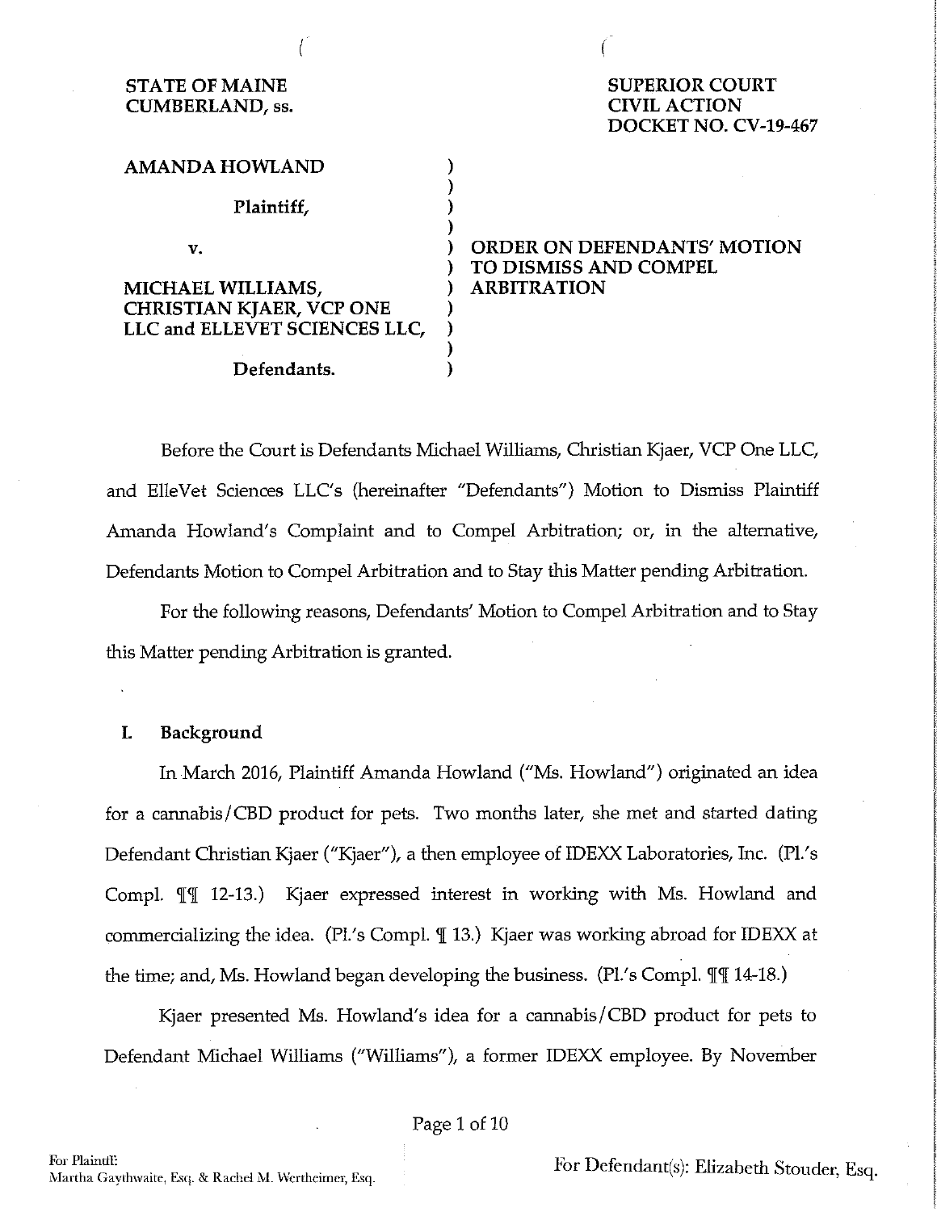STATE OF MAINE
CUMBERLAND, ss.

SUPERIOR COURT
CIVIL ACTION
DOCKET NO. CV-19-467

AMANDA HOWLAND

Plaintiff,

v.

MICHAEL WILLIAMS,
CHRISTIAN KJAER, VCP ONE LLC and ELLEVET SCIENCES LLC,

Defendants.

ORDER ON DEFENDANTS' MOTION TO DISMISS AND COMPEL ARBITRATION

Before the Court is Defendants Michael Williams, Christian Kjaer, VCP One LLC, and ElleVet Sciences LLC's (hereinafter "Defendants") Motion to Dismiss Plaintiff Amanda Howland's Complaint and to Compel Arbitration; or, in the alternative, Defendants Motion to Compel Arbitration and to Stay this Matter pending Arbitration.

For the following reasons, Defendants' Motion to Compel Arbitration and to Stay this Matter pending Arbitration is granted.

## I. Background

In March 2016, Plaintiff Amanda Howland ("Ms. Howland") originated an idea for a cannabis/CBD product for pets. Two months later, she met and started dating Defendant Christian Kjaer ("Kjaer"), a then employee of IDEXX Laboratories, Inc. (Pl.'s Compl. ¶¶ 12-13.) Kjaer expressed interest in working with Ms. Howland and commercializing the idea. (Pl.'s Compl. ¶ 13.) Kjaer was working abroad for IDEXX at the time; and, Ms. Howland began developing the business. (Pl.'s Compl. ¶¶ 14-18.)

Kjaer presented Ms. Howland's idea for a cannabis/CBD product for pets to Defendant Michael Williams ("Williams"), a former IDEXX employee. By November

For Plaintiff:
Martha Gaythwaite, Esq. & Rachel M. Wertheimer, Esq.

For Defendant(s): Elizabeth Stouder, Esq.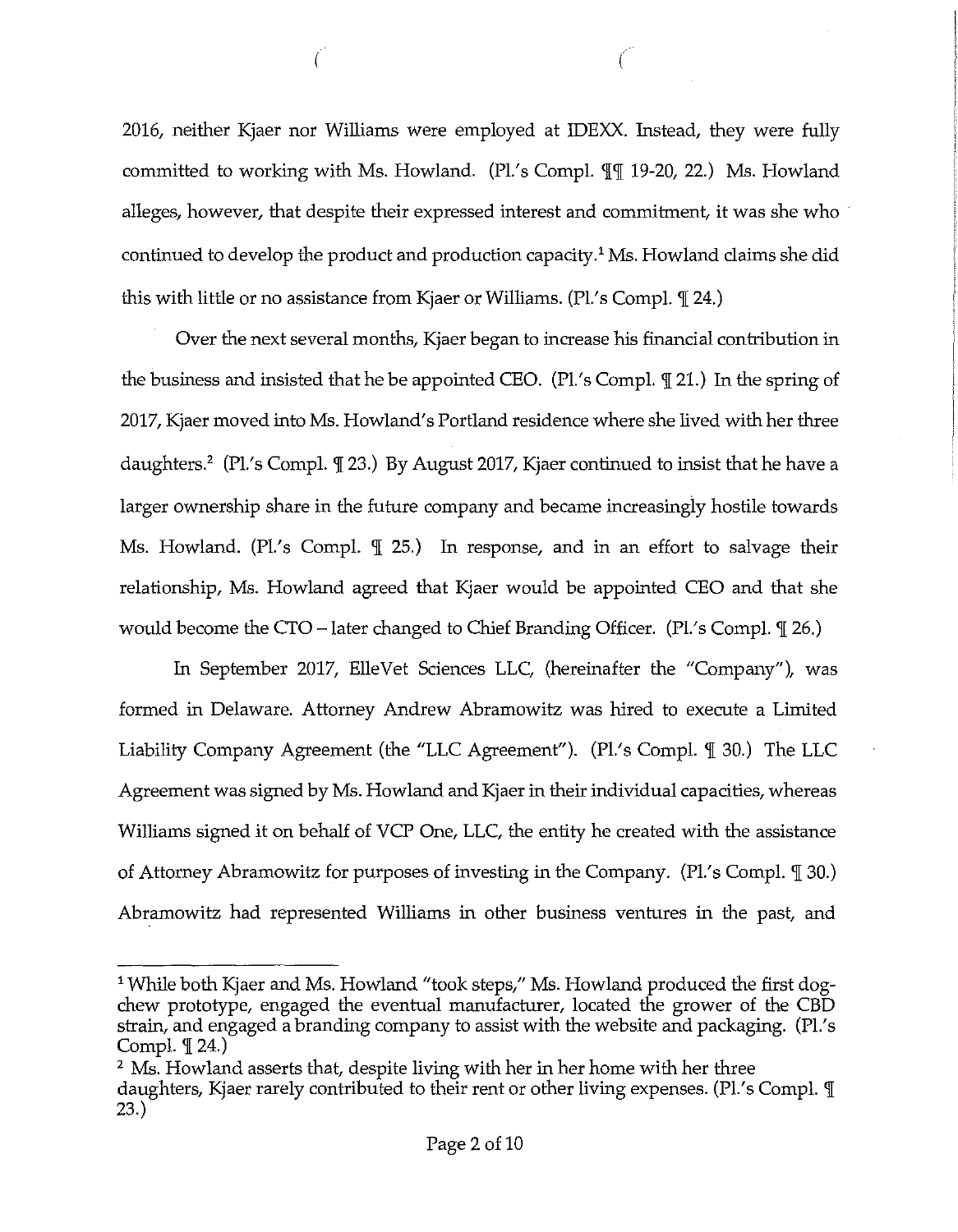2016, neither Kjaer nor Williams were employed at IDEXX. Instead, they were fully committed to working with Ms. Howland. (Pl.'s Compl. ¶¶ 19-20, 22.) Ms. Howland alleges, however, that despite their expressed interest and commitment, it was she who continued to develop the product and production capacity.[1] Ms. Howland claims she did this with little or no assistance from Kjaer or Williams. (Pl.'s Compl. ¶ 24.)

Over the next several months, Kjaer began to increase his financial contribution in the business and insisted that he be appointed CEO. (Pl.'s Compl. ¶ 21.) In the spring of 2017, Kjaer moved into Ms. Howland's Portland residence where she lived with her three daughters.[2] (Pl.'s Compl. ¶ 23.) By August 2017, Kjaer continued to insist that he have a larger ownership share in the future company and became increasingly hostile towards Ms. Howland. (Pl.'s Compl. ¶ 25.) In response, and in an effort to salvage their relationship, Ms. Howland agreed that Kjaer would be appointed CEO and that she would become the CTO – later changed to Chief Branding Officer. (Pl.'s Compl. ¶ 26.)

In September 2017, ElleVet Sciences LLC, (hereinafter the "Company"), was formed in Delaware. Attorney Andrew Abramowitz was hired to execute a Limited Liability Company Agreement (the "LLC Agreement"). (Pl.'s Compl. ¶ 30.) The LLC Agreement was signed by Ms. Howland and Kjaer in their individual capacities, whereas Williams signed it on behalf of VCP One, LLC, the entity he created with the assistance of Attorney Abramowitz for purposes of investing in the Company. (Pl.'s Compl. ¶ 30.) Abramowitz had represented Williams in other business ventures in the past, and

---

[1] While both Kjaer and Ms. Howland "took steps," Ms. Howland produced the first dog-chew prototype, engaged the eventual manufacturer, located the grower of the CBD strain, and engaged a branding company to assist with the website and packaging. (Pl.'s Compl. ¶ 24.)

[2] Ms. Howland asserts that, despite living with her in her home with her three daughters, Kjaer rarely contributed to their rent or other living expenses. (Pl.'s Compl. ¶ 23.)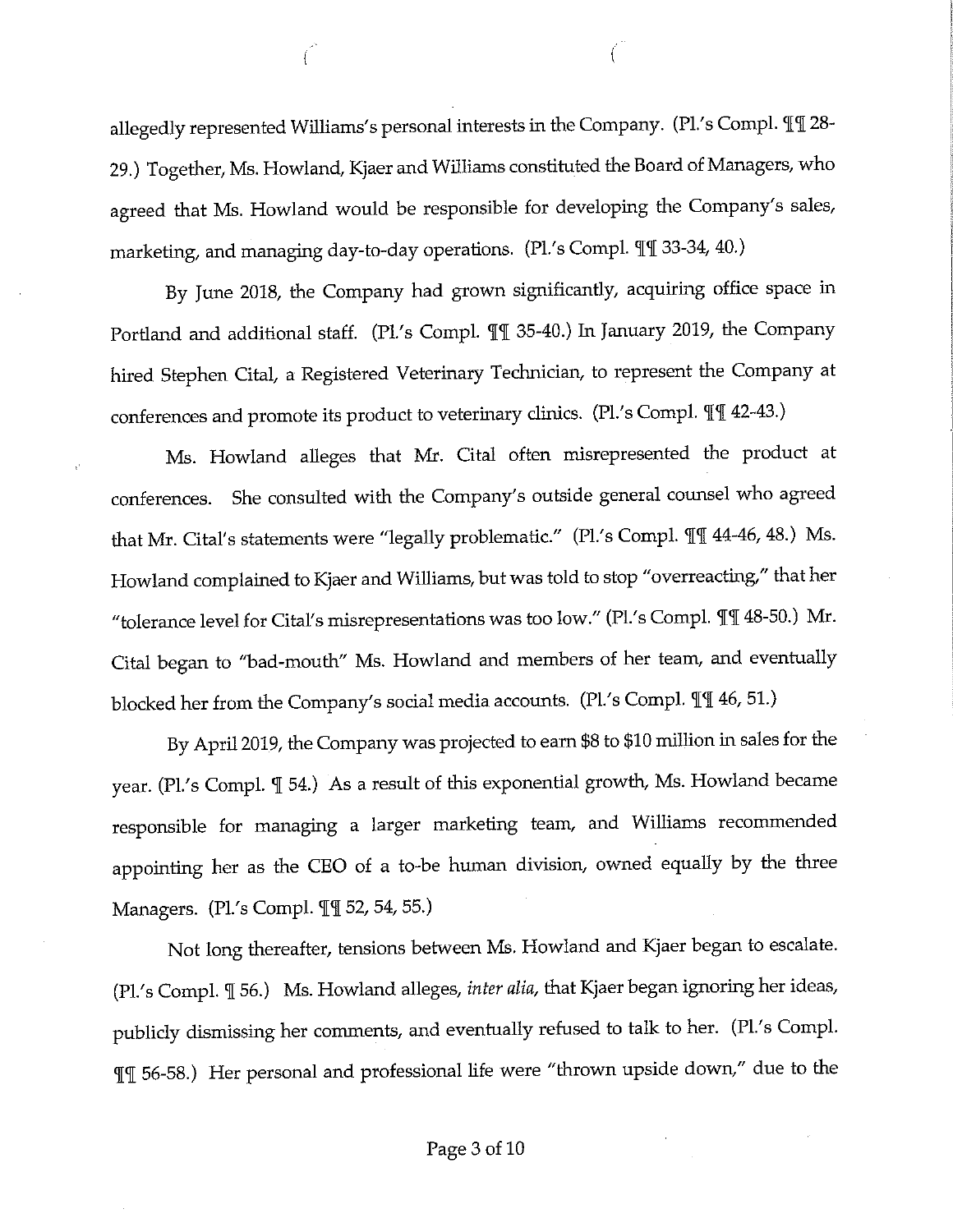allegedly represented Williams's personal interests in the Company. (Pl.'s Compl. ¶¶ 28-29.) Together, Ms. Howland, Kjaer and Williams constituted the Board of Managers, who agreed that Ms. Howland would be responsible for developing the Company's sales, marketing, and managing day-to-day operations. (Pl.'s Compl. ¶¶ 33-34, 40.)

By June 2018, the Company had grown significantly, acquiring office space in Portland and additional staff. (Pl.'s Compl. ¶¶ 35-40.) In January 2019, the Company hired Stephen Cital, a Registered Veterinary Technician, to represent the Company at conferences and promote its product to veterinary clinics. (Pl.'s Compl. ¶¶ 42-43.)

Ms. Howland alleges that Mr. Cital often misrepresented the product at conferences. She consulted with the Company's outside general counsel who agreed that Mr. Cital's statements were "legally problematic." (Pl.'s Compl. ¶¶ 44-46, 48.) Ms. Howland complained to Kjaer and Williams, but was told to stop "overreacting," that her "tolerance level for Cital's misrepresentations was too low." (Pl.'s Compl. ¶¶ 48-50.) Mr. Cital began to "bad-mouth" Ms. Howland and members of her team, and eventually blocked her from the Company's social media accounts. (Pl.'s Compl. ¶¶ 46, 51.)

By April 2019, the Company was projected to earn $8 to $10 million in sales for the year. (Pl.'s Compl. ¶ 54.) As a result of this exponential growth, Ms. Howland became responsible for managing a larger marketing team, and Williams recommended appointing her as the CEO of a to-be human division, owned equally by the three Managers. (Pl.'s Compl. ¶¶ 52, 54, 55.)

Not long thereafter, tensions between Ms. Howland and Kjaer began to escalate. (Pl.'s Compl. ¶ 56.) Ms. Howland alleges, *inter alia*, that Kjaer began ignoring her ideas, publicly dismissing her comments, and eventually refused to talk to her. (Pl.'s Compl. ¶¶ 56-58.) Her personal and professional life were "thrown upside down," due to the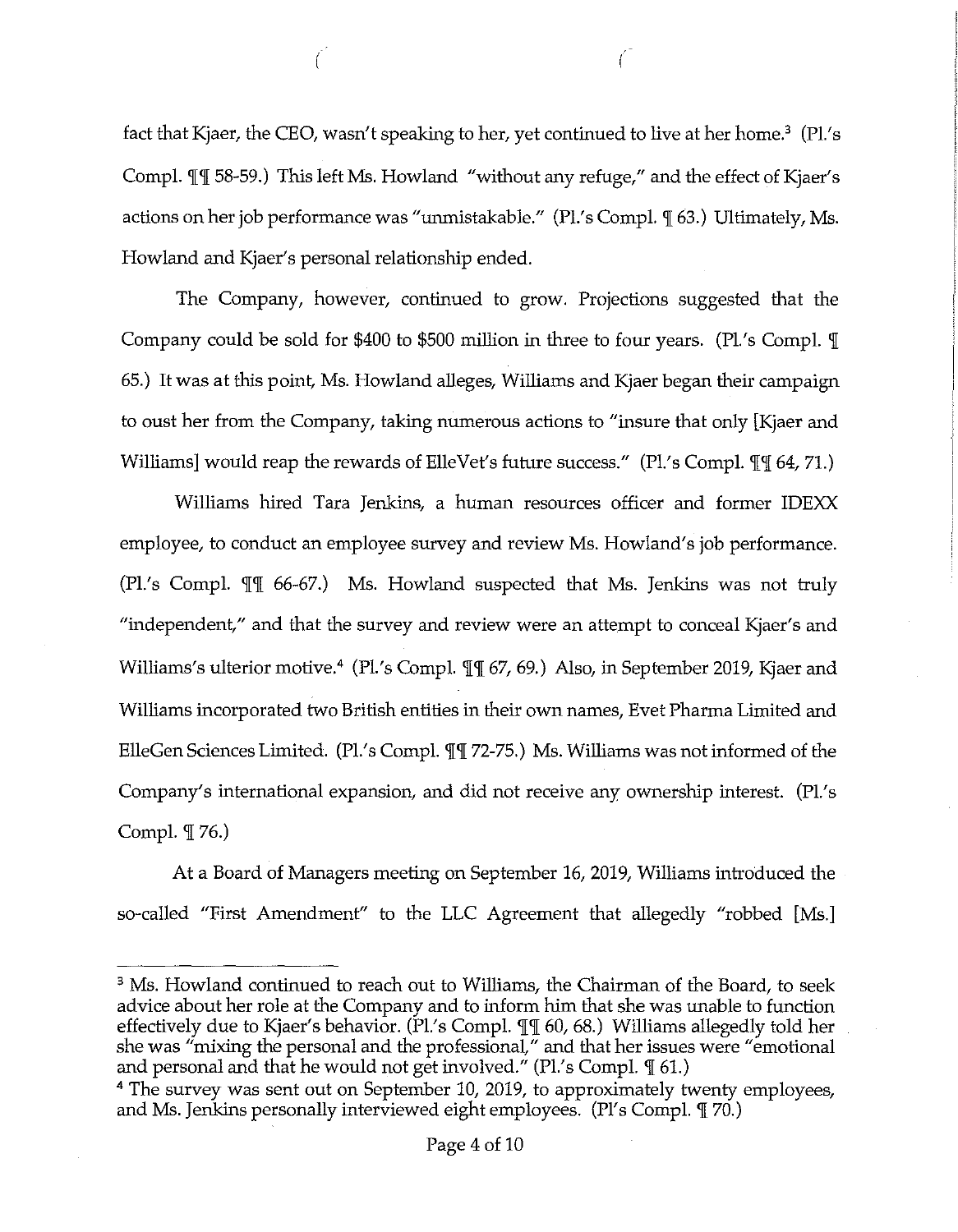fact that Kjaer, the CEO, wasn't speaking to her, yet continued to live at her home.[3] (Pl.'s Compl. ¶¶ 58-59.) This left Ms. Howland "without any refuge," and the effect of Kjaer's actions on her job performance was "unmistakable." (Pl.'s Compl. ¶ 63.) Ultimately, Ms. Howland and Kjaer's personal relationship ended.

The Company, however, continued to grow. Projections suggested that the Company could be sold for $400 to $500 million in three to four years. (Pl.'s Compl. ¶ 65.) It was at this point, Ms. Howland alleges, Williams and Kjaer began their campaign to oust her from the Company, taking numerous actions to "insure that only [Kjaer and Williams] would reap the rewards of ElleVet's future success." (Pl.'s Compl. ¶¶ 64, 71.)

Williams hired Tara Jenkins, a human resources officer and former IDEXX employee, to conduct an employee survey and review Ms. Howland's job performance. (Pl.'s Compl. ¶¶ 66-67.) Ms. Howland suspected that Ms. Jenkins was not truly "independent," and that the survey and review were an attempt to conceal Kjaer's and Williams's ulterior motive.[4] (Pl.'s Compl. ¶¶ 67, 69.) Also, in September 2019, Kjaer and Williams incorporated two British entities in their own names, Evet Pharma Limited and ElleGen Sciences Limited. (Pl.'s Compl. ¶¶ 72-75.) Ms. Williams was not informed of the Company's international expansion, and did not receive any ownership interest. (Pl.'s Compl. ¶ 76.)

At a Board of Managers meeting on September 16, 2019, Williams introduced the so-called "First Amendment" to the LLC Agreement that allegedly "robbed [Ms.]

---

[3] Ms. Howland continued to reach out to Williams, the Chairman of the Board, to seek advice about her role at the Company and to inform him that she was unable to function effectively due to Kjaer's behavior. (Pl.'s Compl. ¶¶ 60, 68.) Williams allegedly told her she was "mixing the personal and the professional," and that her issues were "emotional and personal and that he would not get involved." (Pl.'s Compl. ¶ 61.)

[4] The survey was sent out on September 10, 2019, to approximately twenty employees, and Ms. Jenkins personally interviewed eight employees. (Pl's Compl. ¶ 70.)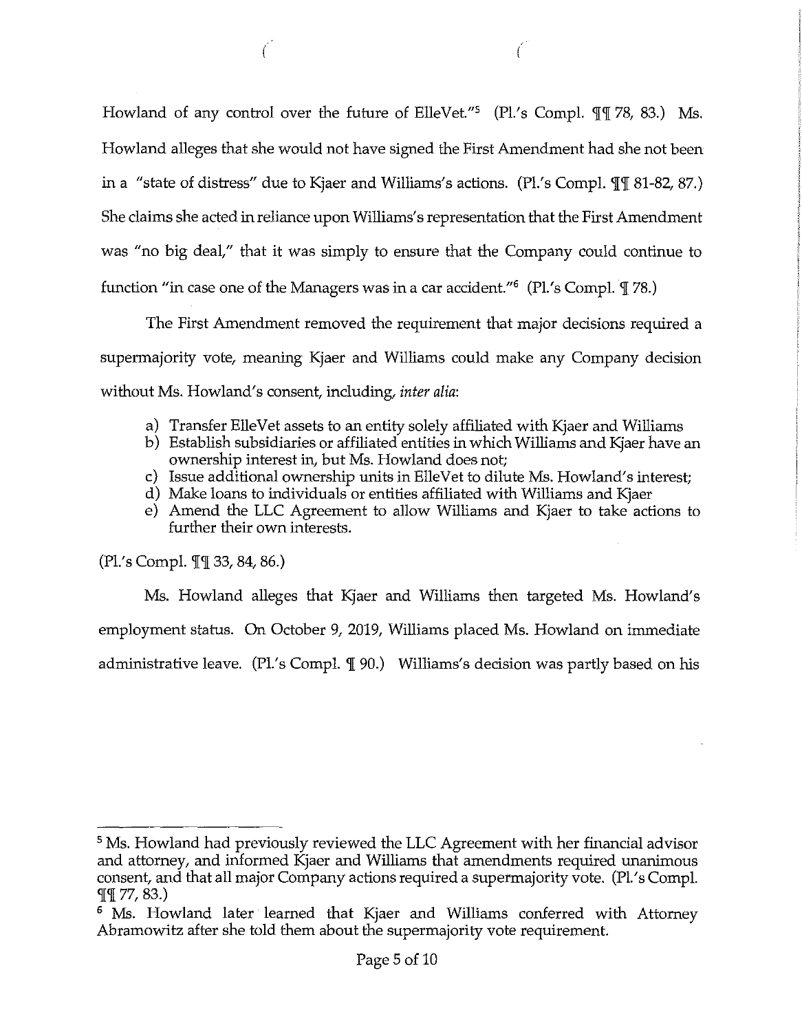Howland of any control over the future of ElleVet."[5] (Pl.'s Compl. ¶¶ 78, 83.) Ms. Howland alleges that she would not have signed the First Amendment had she not been in a "state of distress" due to Kjaer and Williams's actions. (Pl.'s Compl. ¶¶ 81-82, 87.) She claims she acted in reliance upon Williams's representation that the First Amendment was "no big deal," that it was simply to ensure that the Company could continue to function "in case one of the Managers was in a car accident."[6] (Pl.'s Compl. ¶ 78.)

The First Amendment removed the requirement that major decisions required a supermajority vote, meaning Kjaer and Williams could make any Company decision without Ms. Howland's consent, including, *inter alia*:

a) Transfer ElleVet assets to an entity solely affiliated with Kjaer and Williams
b) Establish subsidiaries or affiliated entities in which Williams and Kjaer have an ownership interest in, but Ms. Howland does not;
c) Issue additional ownership units in ElleVet to dilute Ms. Howland's interest;
d) Make loans to individuals or entities affiliated with Williams and Kjaer
e) Amend the LLC Agreement to allow Williams and Kjaer to take actions to further their own interests.

(Pl.'s Compl. ¶¶ 33, 84, 86.)

Ms. Howland alleges that Kjaer and Williams then targeted Ms. Howland's employment status. On October 9, 2019, Williams placed Ms. Howland on immediate administrative leave. (Pl.'s Compl. ¶ 90.) Williams's decision was partly based on his

---

[5] Ms. Howland had previously reviewed the LLC Agreement with her financial advisor and attorney, and informed Kjaer and Williams that amendments required unanimous consent, and that all major Company actions required a supermajority vote. (Pl.'s Compl. ¶¶ 77, 83.)

[6] Ms. Howland later learned that Kjaer and Williams conferred with Attorney Abramowitz after she told them about the supermajority vote requirement.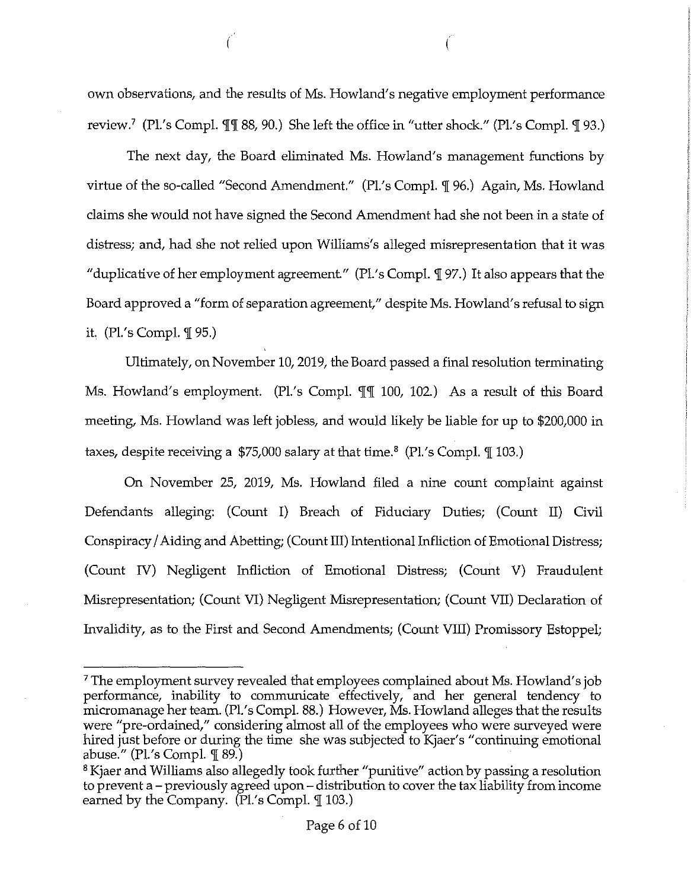own observations, and the results of Ms. Howland's negative employment performance review.[7] (Pl.'s Compl. ¶¶ 88, 90.) She left the office in "utter shock." (Pl.'s Compl. ¶ 93.)

The next day, the Board eliminated Ms. Howland's management functions by virtue of the so-called "Second Amendment." (Pl.'s Compl. ¶ 96.) Again, Ms. Howland claims she would not have signed the Second Amendment had she not been in a state of distress; and, had she not relied upon Williams's alleged misrepresentation that it was "duplicative of her employment agreement." (Pl.'s Compl. ¶ 97.) It also appears that the Board approved a "form of separation agreement," despite Ms. Howland's refusal to sign it. (Pl.'s Compl. ¶ 95.)

Ultimately, on November 10, 2019, the Board passed a final resolution terminating Ms. Howland's employment. (Pl.'s Compl. ¶¶ 100, 102.) As a result of this Board meeting, Ms. Howland was left jobless, and would likely be liable for up to $200,000 in taxes, despite receiving a $75,000 salary at that time.[8] (Pl.'s Compl. ¶ 103.)

On November 25, 2019, Ms. Howland filed a nine count complaint against Defendants alleging: (Count I) Breach of Fiduciary Duties; (Count II) Civil Conspiracy / Aiding and Abetting; (Count III) Intentional Infliction of Emotional Distress; (Count IV) Negligent Infliction of Emotional Distress; (Count V) Fraudulent Misrepresentation; (Count VI) Negligent Misrepresentation; (Count VII) Declaration of Invalidity, as to the First and Second Amendments; (Count VIII) Promissory Estoppel;

---

[7] The employment survey revealed that employees complained about Ms. Howland's job performance, inability to communicate effectively, and her general tendency to micromanage her team. (Pl.'s Compl. 88.) However, Ms. Howland alleges that the results were "pre-ordained," considering almost all of the employees who were surveyed were hired just before or during the time she was subjected to Kjaer's "continuing emotional abuse." (Pl.'s Compl. ¶ 89.)

[8] Kjaer and Williams also allegedly took further "punitive" action by passing a resolution to prevent a – previously agreed upon – distribution to cover the tax liability from income earned by the Company. (Pl.'s Compl. ¶ 103.)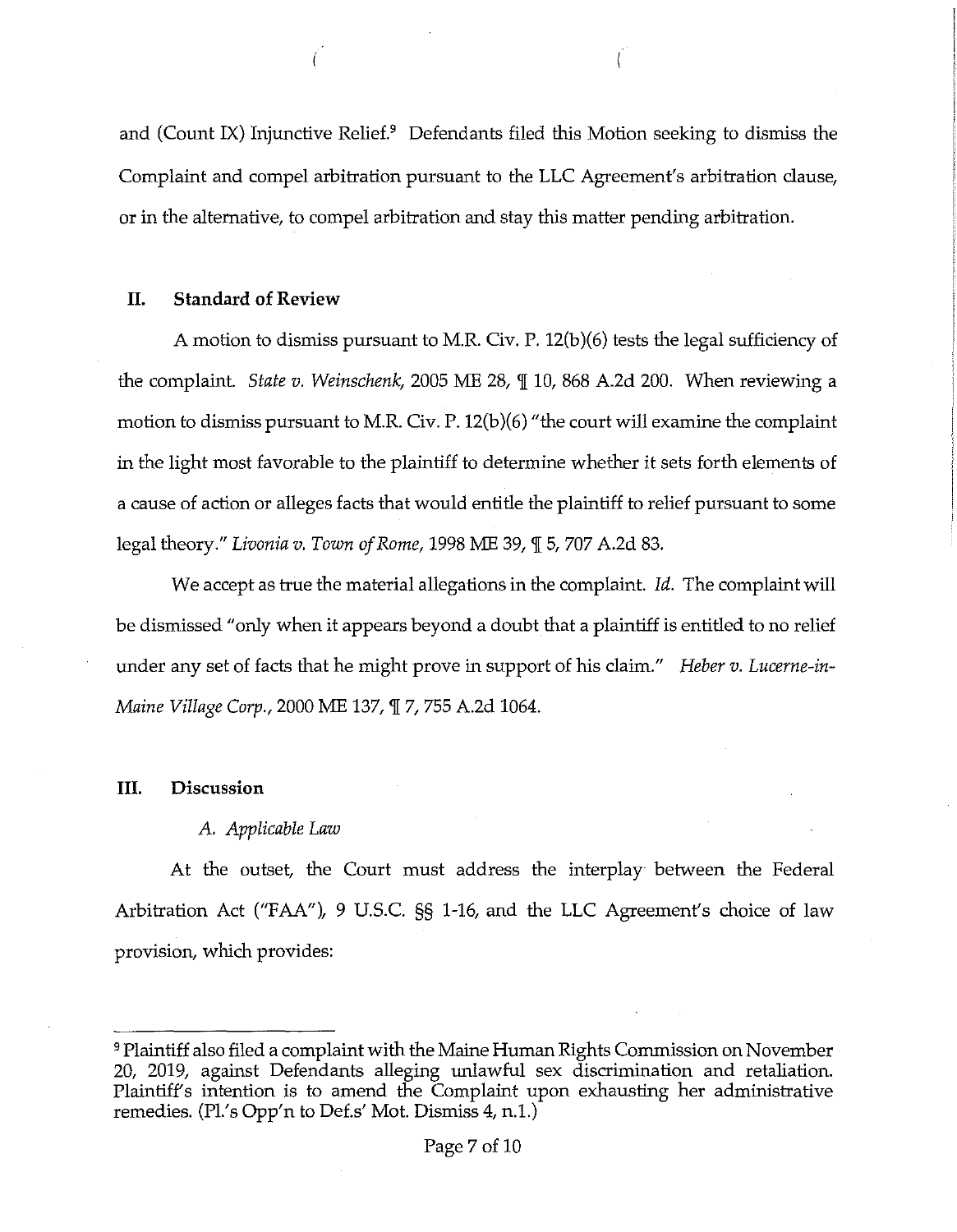and (Count IX) Injunctive Relief.[9] Defendants filed this Motion seeking to dismiss the Complaint and compel arbitration pursuant to the LLC Agreement's arbitration clause, or in the alternative, to compel arbitration and stay this matter pending arbitration.

## II. Standard of Review

A motion to dismiss pursuant to M.R. Civ. P. 12(b)(6) tests the legal sufficiency of the complaint. *State v. Weinschenk*, 2005 ME 28, ¶ 10, 868 A.2d 200. When reviewing a motion to dismiss pursuant to M.R. Civ. P. 12(b)(6) "the court will examine the complaint in the light most favorable to the plaintiff to determine whether it sets forth elements of a cause of action or alleges facts that would entitle the plaintiff to relief pursuant to some legal theory." *Livonia v. Town of Rome*, 1998 ME 39, ¶ 5, 707 A.2d 83.

We accept as true the material allegations in the complaint. *Id.* The complaint will be dismissed "only when it appears beyond a doubt that a plaintiff is entitled to no relief under any set of facts that he might prove in support of his claim." *Heber v. Lucerne-in-Maine Village Corp.*, 2000 ME 137, ¶ 7, 755 A.2d 1064.

## III. Discussion

### *A. Applicable Law*

At the outset, the Court must address the interplay between the Federal Arbitration Act ("FAA"), 9 U.S.C. §§ 1-16, and the LLC Agreement's choice of law provision, which provides:

---

[9] Plaintiff also filed a complaint with the Maine Human Rights Commission on November 20, 2019, against Defendants alleging unlawful sex discrimination and retaliation. Plaintiff's intention is to amend the Complaint upon exhausting her administrative remedies. (Pl.'s Opp'n to Def.s' Mot. Dismiss 4, n.1.)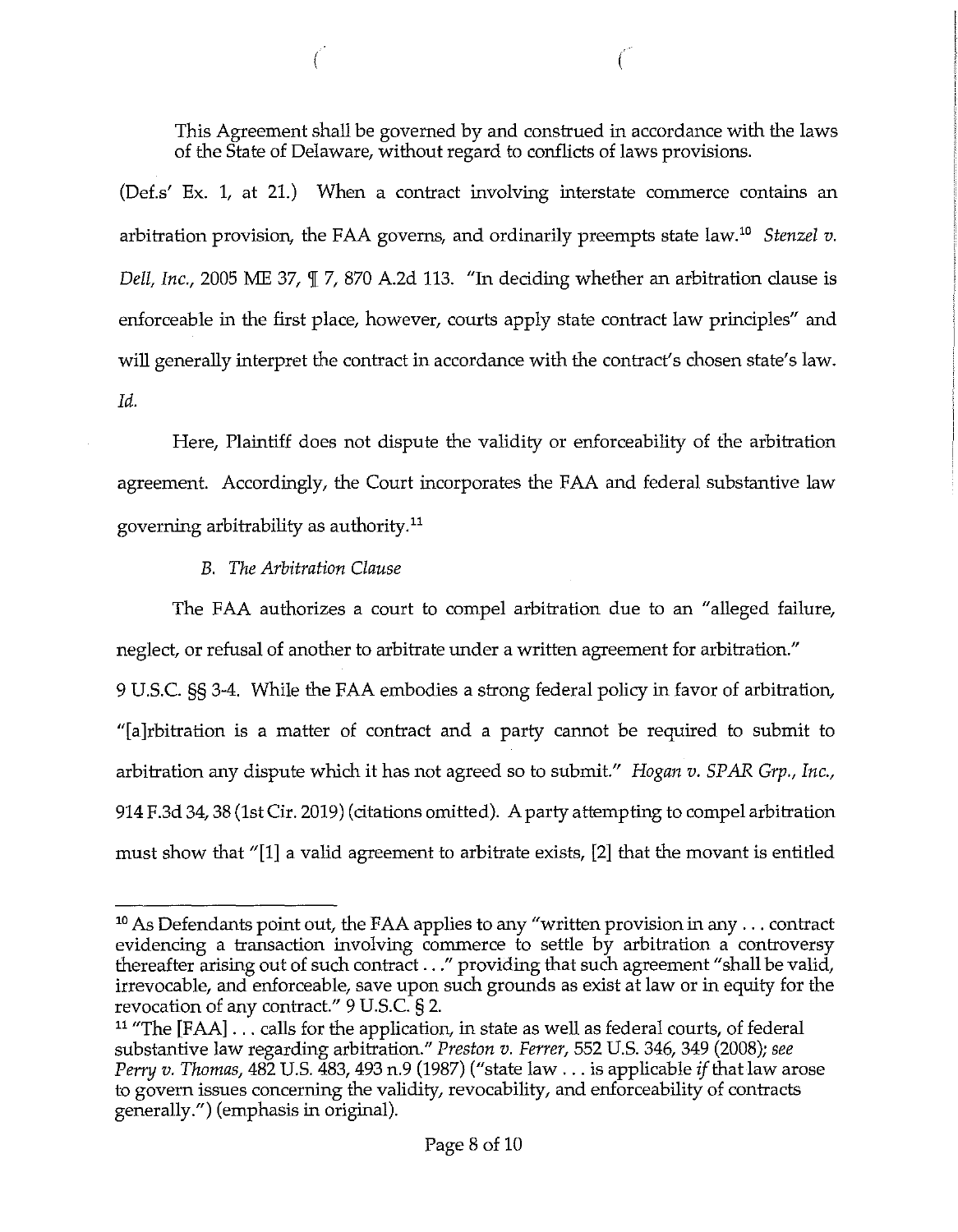This Agreement shall be governed by and construed in accordance with the laws of the State of Delaware, without regard to conflicts of laws provisions.

(Def.s' Ex. 1, at 21.) When a contract involving interstate commerce contains an arbitration provision, the FAA governs, and ordinarily preempts state law.[10] *Stenzel v. Dell, Inc.*, 2005 ME 37, ¶ 7, 870 A.2d 113. "In deciding whether an arbitration clause is enforceable in the first place, however, courts apply state contract law principles" and will generally interpret the contract in accordance with the contract's chosen state's law. *Id.*

Here, Plaintiff does not dispute the validity or enforceability of the arbitration agreement. Accordingly, the Court incorporates the FAA and federal substantive law governing arbitrability as authority.[11]

*B. The Arbitration Clause*

The FAA authorizes a court to compel arbitration due to an "alleged failure, neglect, or refusal of another to arbitrate under a written agreement for arbitration." 9 U.S.C. §§ 3-4. While the FAA embodies a strong federal policy in favor of arbitration, "[a]rbitration is a matter of contract and a party cannot be required to submit to arbitration any dispute which it has not agreed so to submit." *Hogan v. SPAR Grp., Inc.*, 914 F.3d 34, 38 (1st Cir. 2019) (citations omitted). A party attempting to compel arbitration must show that "[1] a valid agreement to arbitrate exists, [2] that the movant is entitled

---

[10] As Defendants point out, the FAA applies to any "written provision in any . . . contract evidencing a transaction involving commerce to settle by arbitration a controversy thereafter arising out of such contract . . ." providing that such agreement "shall be valid, irrevocable, and enforceable, save upon such grounds as exist at law or in equity for the revocation of any contract." 9 U.S.C. § 2.

[11] "The [FAA] . . . calls for the application, in state as well as federal courts, of federal substantive law regarding arbitration." *Preston v. Ferrer*, 552 U.S. 346, 349 (2008); *see Perry v. Thomas*, 482 U.S. 483, 493 n.9 (1987) ("state law . . . is applicable *if* that law arose to govern issues concerning the validity, revocability, and enforceability of contracts generally.") (emphasis in original).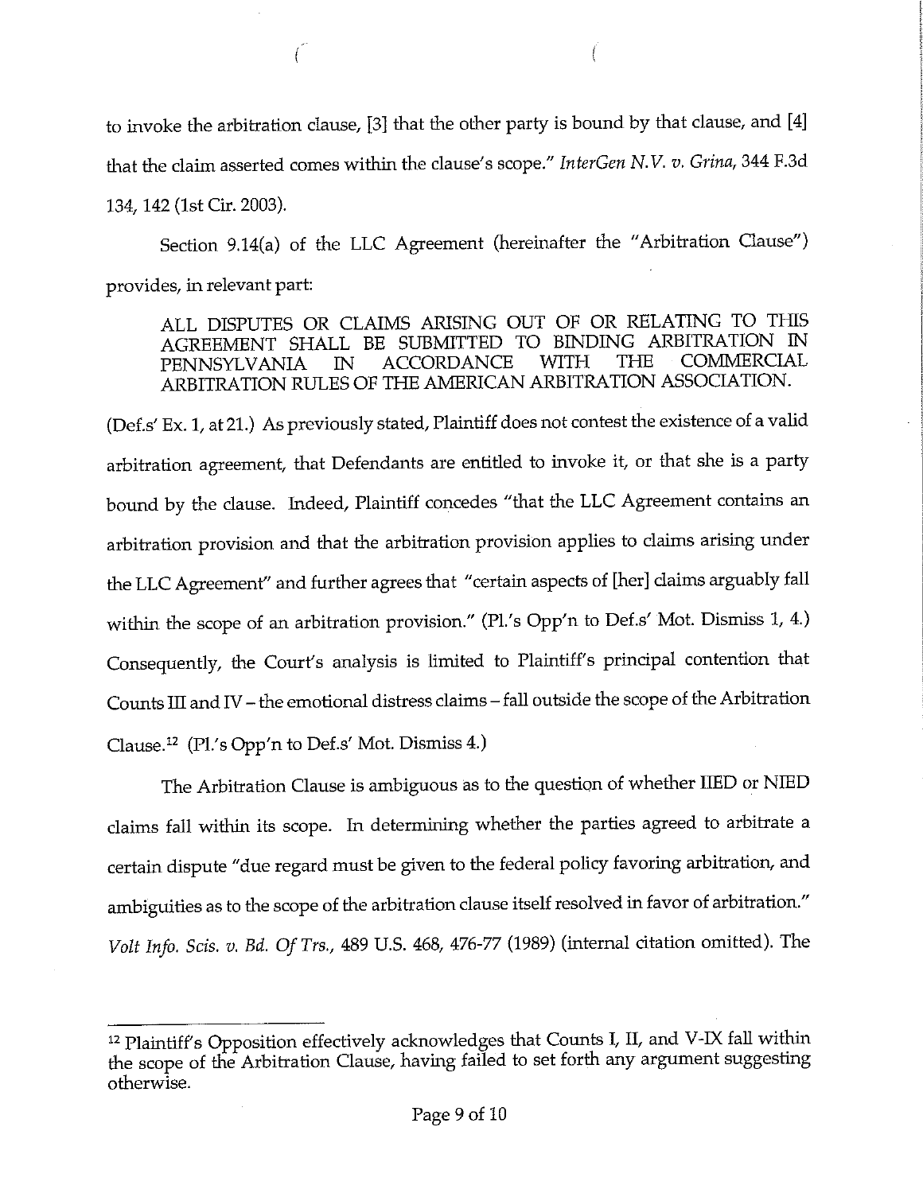to invoke the arbitration clause, [3] that the other party is bound by that clause, and [4] that the claim asserted comes within the clause's scope." *InterGen N.V. v. Grina*, 344 F.3d 134, 142 (1st Cir. 2003).

Section 9.14(a) of the LLC Agreement (hereinafter the "Arbitration Clause") provides, in relevant part:

> ALL DISPUTES OR CLAIMS ARISING OUT OF OR RELATING TO THIS AGREEMENT SHALL BE SUBMITTED TO BINDING ARBITRATION IN PENNSYLVANIA IN ACCORDANCE WITH THE COMMERCIAL ARBITRATION RULES OF THE AMERICAN ARBITRATION ASSOCIATION.

(Def.s' Ex. 1, at 21.) As previously stated, Plaintiff does not contest the existence of a valid arbitration agreement, that Defendants are entitled to invoke it, or that she is a party bound by the clause. Indeed, Plaintiff concedes "that the LLC Agreement contains an arbitration provision and that the arbitration provision applies to claims arising under the LLC Agreement" and further agrees that "certain aspects of [her] claims arguably fall within the scope of an arbitration provision." (Pl.'s Opp'n to Def.s' Mot. Dismiss 1, 4.) Consequently, the Court's analysis is limited to Plaintiff's principal contention that Counts III and IV – the emotional distress claims – fall outside the scope of the Arbitration Clause.[12] (Pl.'s Opp'n to Def.s' Mot. Dismiss 4.)

The Arbitration Clause is ambiguous as to the question of whether IIED or NIED claims fall within its scope. In determining whether the parties agreed to arbitrate a certain dispute "due regard must be given to the federal policy favoring arbitration, and ambiguities as to the scope of the arbitration clause itself resolved in favor of arbitration." *Volt Info. Scis. v. Bd. Of Trs.*, 489 U.S. 468, 476-77 (1989) (internal citation omitted). The

---

[12] Plaintiff's Opposition effectively acknowledges that Counts I, II, and V-IX fall within the scope of the Arbitration Clause, having failed to set forth any argument suggesting otherwise.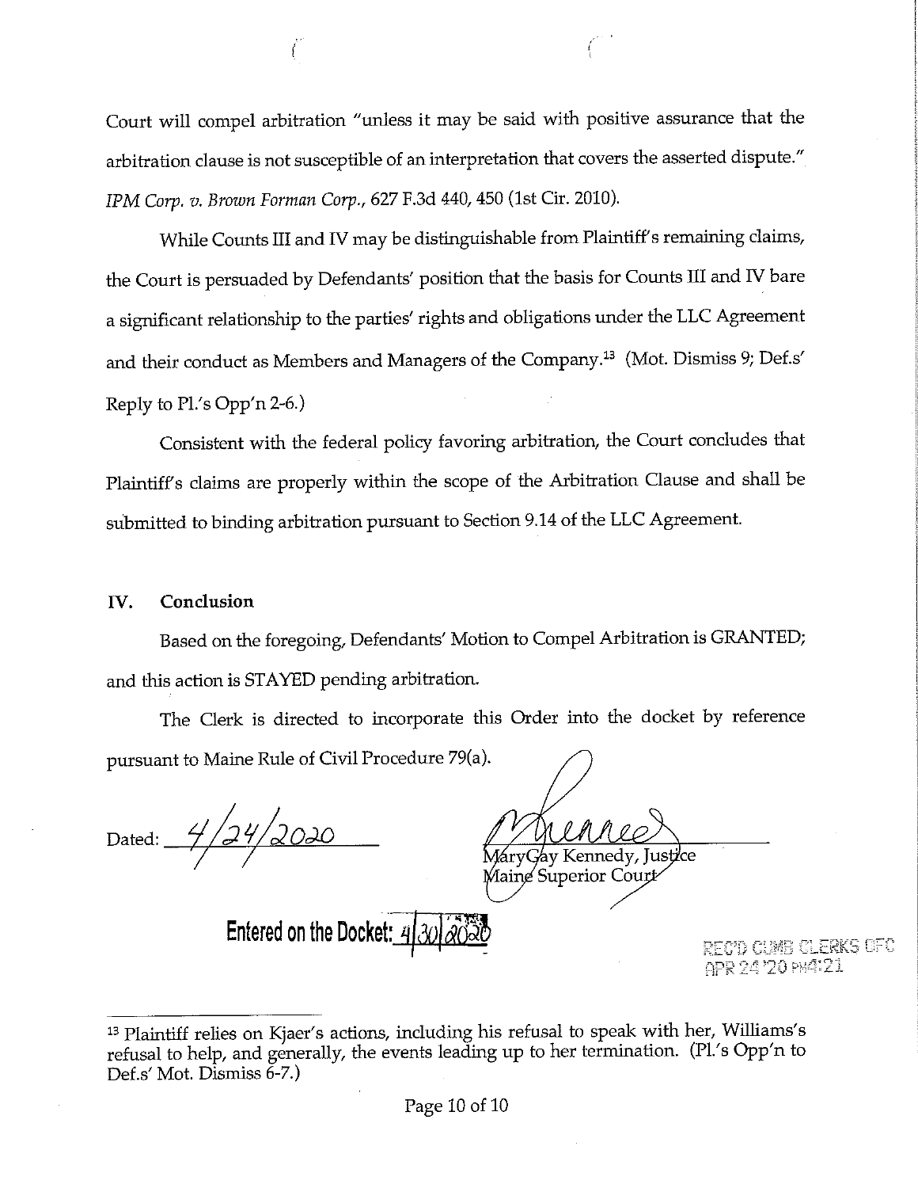Court will compel arbitration "unless it may be said with positive assurance that the arbitration clause is not susceptible of an interpretation that covers the asserted dispute." *IPM Corp. v. Brown Forman Corp.*, 627 F.3d 440, 450 (1st Cir. 2010).

While Counts III and IV may be distinguishable from Plaintiff's remaining claims, the Court is persuaded by Defendants' position that the basis for Counts III and IV bare a significant relationship to the parties' rights and obligations under the LLC Agreement and their conduct as Members and Managers of the Company.[13] (Mot. Dismiss 9; Def.s' Reply to Pl.'s Opp'n 2-6.)

Consistent with the federal policy favoring arbitration, the Court concludes that Plaintiff's claims are properly within the scope of the Arbitration Clause and shall be submitted to binding arbitration pursuant to Section 9.14 of the LLC Agreement.

## IV. Conclusion

Based on the foregoing, Defendants' Motion to Compel Arbitration is GRANTED; and this action is STAYED pending arbitration.

The Clerk is directed to incorporate this Order into the docket by reference pursuant to Maine Rule of Civil Procedure 79(a).

Dated: 4/24/2020

MaryGay Kennedy, Justice
Maine Superior Court

**Entered on the Docket: 4/30/2020**

REC'D CUMB CLERKS OFC
APR 24 '20 PM4:21

[13] Plaintiff relies on Kjaer's actions, including his refusal to speak with her, Williams's refusal to help, and generally, the events leading up to her termination. (Pl.'s Opp'n to Def.s' Mot. Dismiss 6-7.)